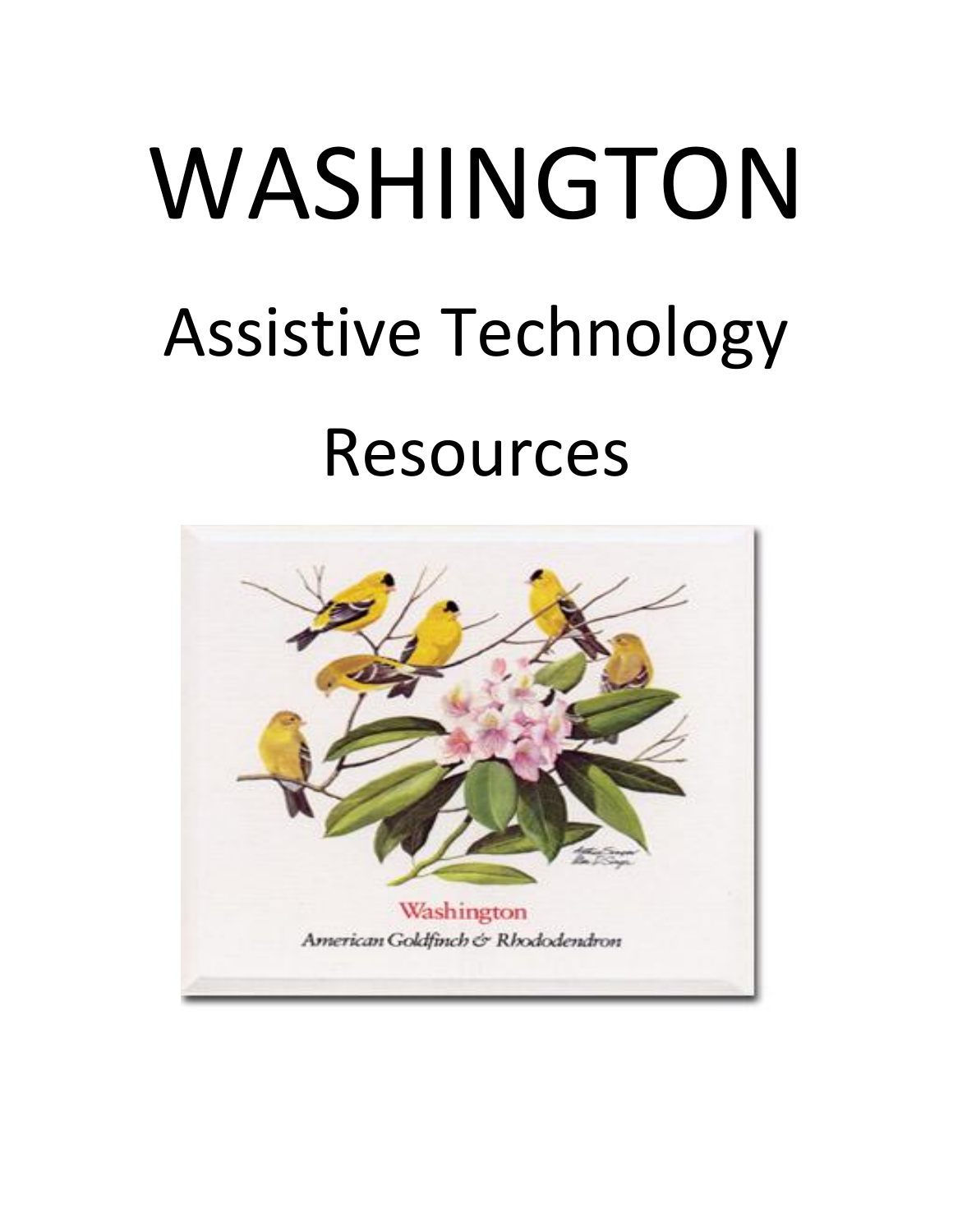# WASHINGTON

# Assistive Technology

# Resources

Washington

American Goldfinch & Rhododendron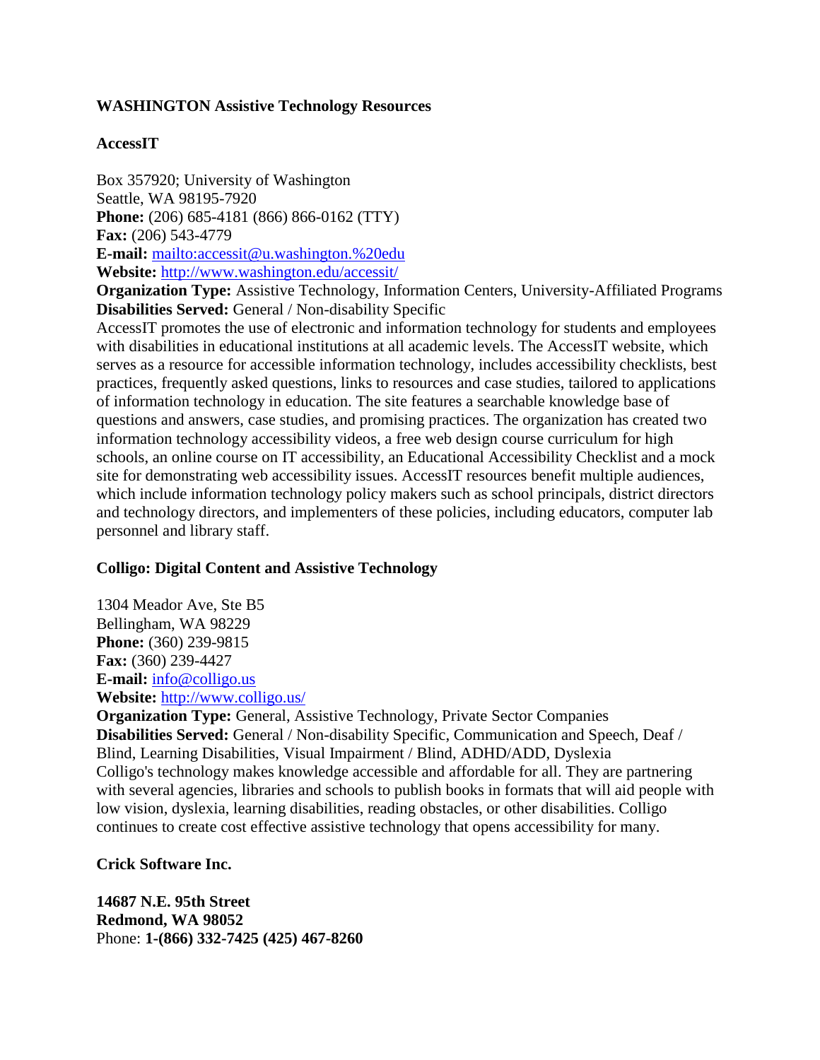**WASHINGTON Assistive Technology Resources**

**AccessIT**

Box 357920; University of Washington
Seattle, WA 98195-7920
**Phone:** (206) 685-4181 (866) 866-0162 (TTY)
**Fax:** (206) 543-4779
**E-mail:** mailto:accessit@u.washington.%20edu
**Website:** http://www.washington.edu/accessit/
**Organization Type:** Assistive Technology, Information Centers, University-Affiliated Programs
**Disabilities Served:** General / Non-disability Specific
AccessIT promotes the use of electronic and information technology for students and employees with disabilities in educational institutions at all academic levels. The AccessIT website, which serves as a resource for accessible information technology, includes accessibility checklists, best practices, frequently asked questions, links to resources and case studies, tailored to applications of information technology in education. The site features a searchable knowledge base of questions and answers, case studies, and promising practices. The organization has created two information technology accessibility videos, a free web design course curriculum for high schools, an online course on IT accessibility, an Educational Accessibility Checklist and a mock site for demonstrating web accessibility issues. AccessIT resources benefit multiple audiences, which include information technology policy makers such as school principals, district directors and technology directors, and implementers of these policies, including educators, computer lab personnel and library staff.

**Colligo: Digital Content and Assistive Technology**

1304 Meador Ave, Ste B5
Bellingham, WA 98229
**Phone:** (360) 239-9815
**Fax:** (360) 239-4427
**E-mail:** info@colligo.us
**Website:** http://www.colligo.us/
**Organization Type:** General, Assistive Technology, Private Sector Companies
**Disabilities Served:** General / Non-disability Specific, Communication and Speech, Deaf / Blind, Learning Disabilities, Visual Impairment / Blind, ADHD/ADD, Dyslexia
Colligo's technology makes knowledge accessible and affordable for all. They are partnering with several agencies, libraries and schools to publish books in formats that will aid people with low vision, dyslexia, learning disabilities, reading obstacles, or other disabilities. Colligo continues to create cost effective assistive technology that opens accessibility for many.

**Crick Software Inc.**

**14687 N.E. 95th Street**
**Redmond, WA 98052**
Phone: **1-(866) 332-7425 (425) 467-8260**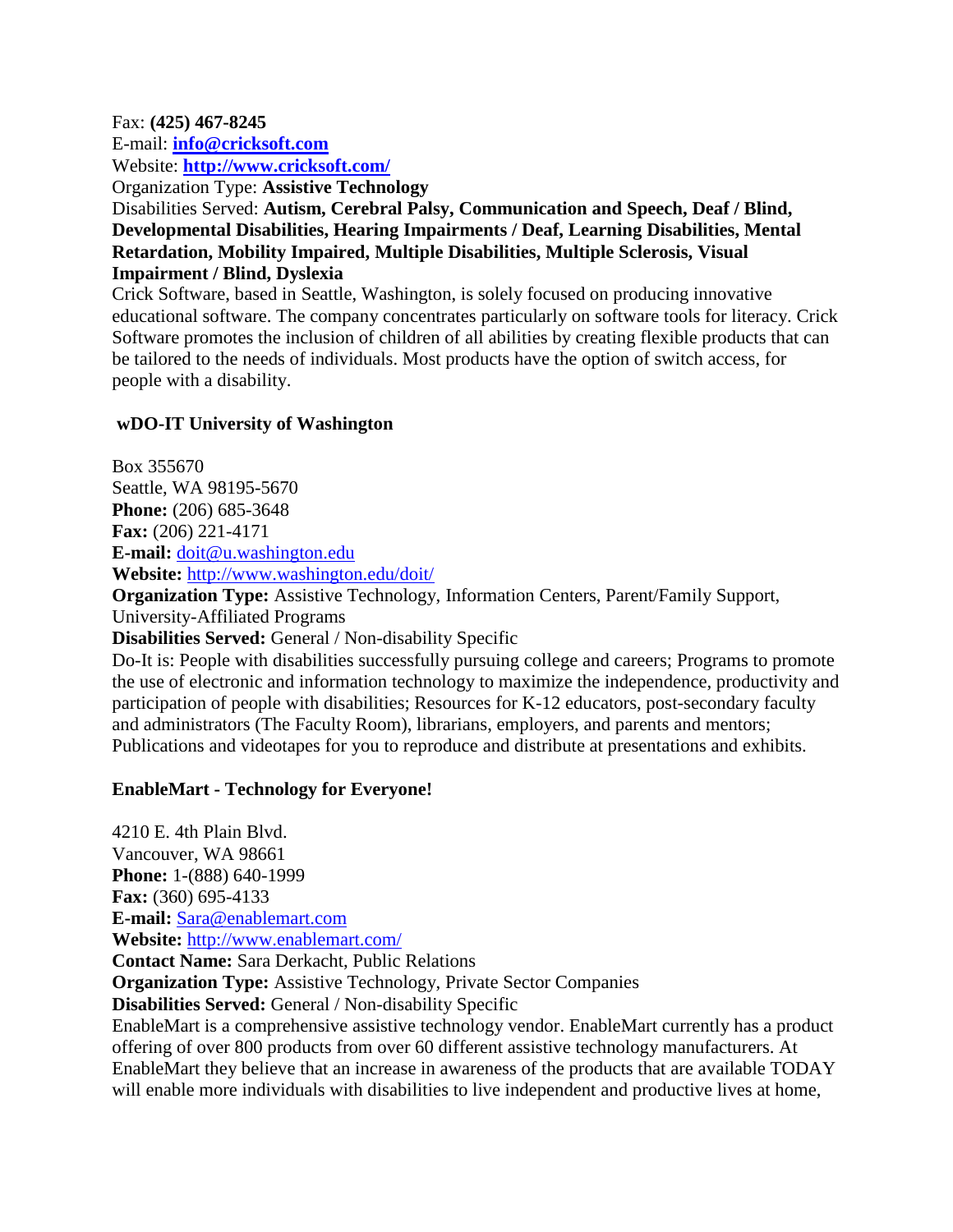Fax: **(425) 467-8245**
E-mail: **info@cricksoft.com**
Website: **http://www.cricksoft.com/**
Organization Type: **Assistive Technology**
Disabilities Served: **Autism, Cerebral Palsy, Communication and Speech, Deaf / Blind, Developmental Disabilities, Hearing Impairments / Deaf, Learning Disabilities, Mental Retardation, Mobility Impaired, Multiple Disabilities, Multiple Sclerosis, Visual Impairment / Blind, Dyslexia**
Crick Software, based in Seattle, Washington, is solely focused on producing innovative educational software. The company concentrates particularly on software tools for literacy. Crick Software promotes the inclusion of children of all abilities by creating flexible products that can be tailored to the needs of individuals. Most products have the option of switch access, for people with a disability.

**wDO-IT University of Washington**

Box 355670
Seattle, WA 98195-5670
**Phone:** (206) 685-3648
**Fax:** (206) 221-4171
**E-mail:** doit@u.washington.edu
**Website:** http://www.washington.edu/doit/
**Organization Type:** Assistive Technology, Information Centers, Parent/Family Support, University-Affiliated Programs
**Disabilities Served:** General / Non-disability Specific
Do-It is: People with disabilities successfully pursuing college and careers; Programs to promote the use of electronic and information technology to maximize the independence, productivity and participation of people with disabilities; Resources for K-12 educators, post-secondary faculty and administrators (The Faculty Room), librarians, employers, and parents and mentors; Publications and videotapes for you to reproduce and distribute at presentations and exhibits.

**EnableMart - Technology for Everyone!**

4210 E. 4th Plain Blvd.
Vancouver, WA 98661
**Phone:** 1-(888) 640-1999
**Fax:** (360) 695-4133
**E-mail:** Sara@enablemart.com
**Website:** http://www.enablemart.com/
**Contact Name:** Sara Derkacht, Public Relations
**Organization Type:** Assistive Technology, Private Sector Companies
**Disabilities Served:** General / Non-disability Specific
EnableMart is a comprehensive assistive technology vendor. EnableMart currently has a product offering of over 800 products from over 60 different assistive technology manufacturers. At EnableMart they believe that an increase in awareness of the products that are available TODAY will enable more individuals with disabilities to live independent and productive lives at home,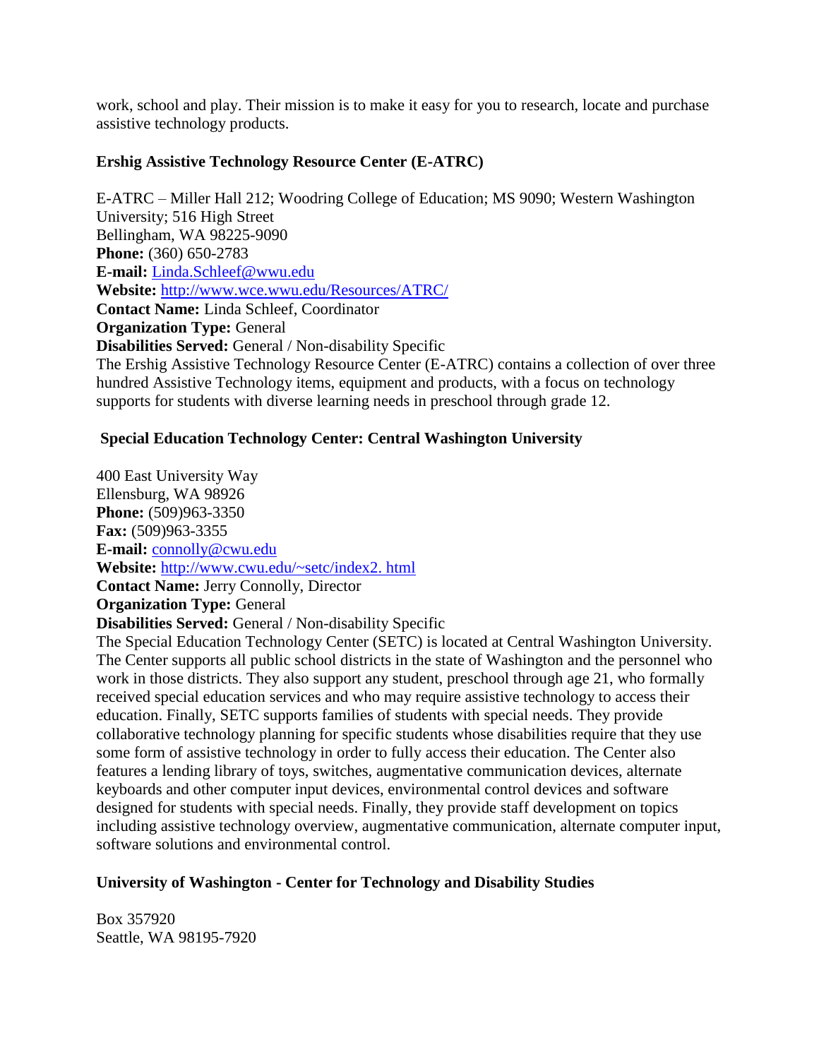work, school and play. Their mission is to make it easy for you to research, locate and purchase assistive technology products.

### Ershig Assistive Technology Resource Center (E-ATRC)

E-ATRC – Miller Hall 212; Woodring College of Education; MS 9090; Western Washington University; 516 High Street
Bellingham, WA 98225-9090
**Phone:** (360) 650-2783
**E-mail:** Linda.Schleef@wwu.edu
**Website:** http://www.wce.wwu.edu/Resources/ATRC/
**Contact Name:** Linda Schleef, Coordinator
**Organization Type:** General
**Disabilities Served:** General / Non-disability Specific
The Ershig Assistive Technology Resource Center (E-ATRC) contains a collection of over three hundred Assistive Technology items, equipment and products, with a focus on technology supports for students with diverse learning needs in preschool through grade 12.

### Special Education Technology Center: Central Washington University

400 East University Way
Ellensburg, WA 98926
**Phone:** (509)963-3350
**Fax:** (509)963-3355
**E-mail:** connolly@cwu.edu
**Website:** http://www.cwu.edu/~setc/index2. html
**Contact Name:** Jerry Connolly, Director
**Organization Type:** General
**Disabilities Served:** General / Non-disability Specific
The Special Education Technology Center (SETC) is located at Central Washington University. The Center supports all public school districts in the state of Washington and the personnel who work in those districts. They also support any student, preschool through age 21, who formally received special education services and who may require assistive technology to access their education. Finally, SETC supports families of students with special needs. They provide collaborative technology planning for specific students whose disabilities require that they use some form of assistive technology in order to fully access their education. The Center also features a lending library of toys, switches, augmentative communication devices, alternate keyboards and other computer input devices, environmental control devices and software designed for students with special needs. Finally, they provide staff development on topics including assistive technology overview, augmentative communication, alternate computer input, software solutions and environmental control.

### University of Washington - Center for Technology and Disability Studies

Box 357920
Seattle, WA 98195-7920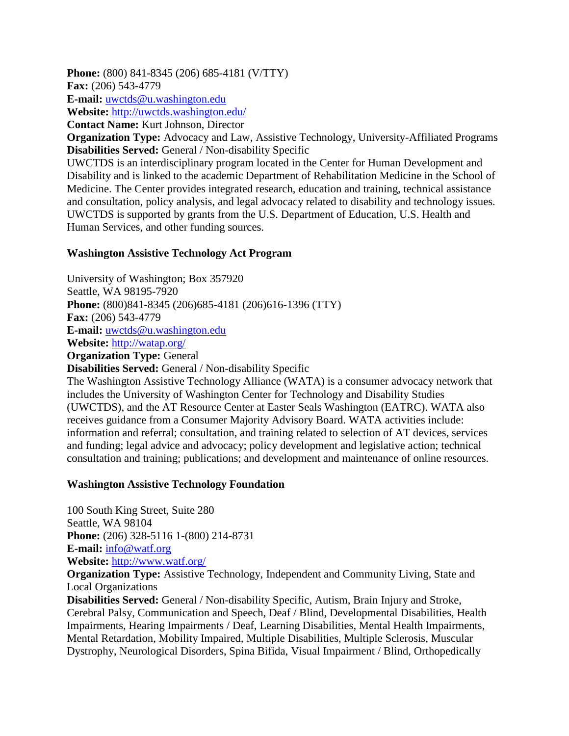**Phone:** (800) 841-8345 (206) 685-4181 (V/TTY)
**Fax:** (206) 543-4779
**E-mail:** uwctds@u.washington.edu
**Website:** http://uwctds.washington.edu/
**Contact Name:** Kurt Johnson, Director
**Organization Type:** Advocacy and Law, Assistive Technology, University-Affiliated Programs
**Disabilities Served:** General / Non-disability Specific
UWCTDS is an interdisciplinary program located in the Center for Human Development and Disability and is linked to the academic Department of Rehabilitation Medicine in the School of Medicine. The Center provides integrated research, education and training, technical assistance and consultation, policy analysis, and legal advocacy related to disability and technology issues. UWCTDS is supported by grants from the U.S. Department of Education, U.S. Health and Human Services, and other funding sources.

### Washington Assistive Technology Act Program

University of Washington; Box 357920
Seattle, WA 98195-7920
**Phone:** (800)841-8345 (206)685-4181 (206)616-1396 (TTY)
**Fax:** (206) 543-4779
**E-mail:** uwctds@u.washington.edu
**Website:** http://watap.org/
**Organization Type:** General
**Disabilities Served:** General / Non-disability Specific
The Washington Assistive Technology Alliance (WATA) is a consumer advocacy network that includes the University of Washington Center for Technology and Disability Studies (UWCTDS), and the AT Resource Center at Easter Seals Washington (EATRC). WATA also receives guidance from a Consumer Majority Advisory Board. WATA activities include: information and referral; consultation, and training related to selection of AT devices, services and funding; legal advice and advocacy; policy development and legislative action; technical consultation and training; publications; and development and maintenance of online resources.

### Washington Assistive Technology Foundation

100 South King Street, Suite 280
Seattle, WA 98104
**Phone:** (206) 328-5116 1-(800) 214-8731
**E-mail:** info@watf.org
**Website:** http://www.watf.org/
**Organization Type:** Assistive Technology, Independent and Community Living, State and Local Organizations
**Disabilities Served:** General / Non-disability Specific, Autism, Brain Injury and Stroke, Cerebral Palsy, Communication and Speech, Deaf / Blind, Developmental Disabilities, Health Impairments, Hearing Impairments / Deaf, Learning Disabilities, Mental Health Impairments, Mental Retardation, Mobility Impaired, Multiple Disabilities, Multiple Sclerosis, Muscular Dystrophy, Neurological Disorders, Spina Bifida, Visual Impairment / Blind, Orthopedically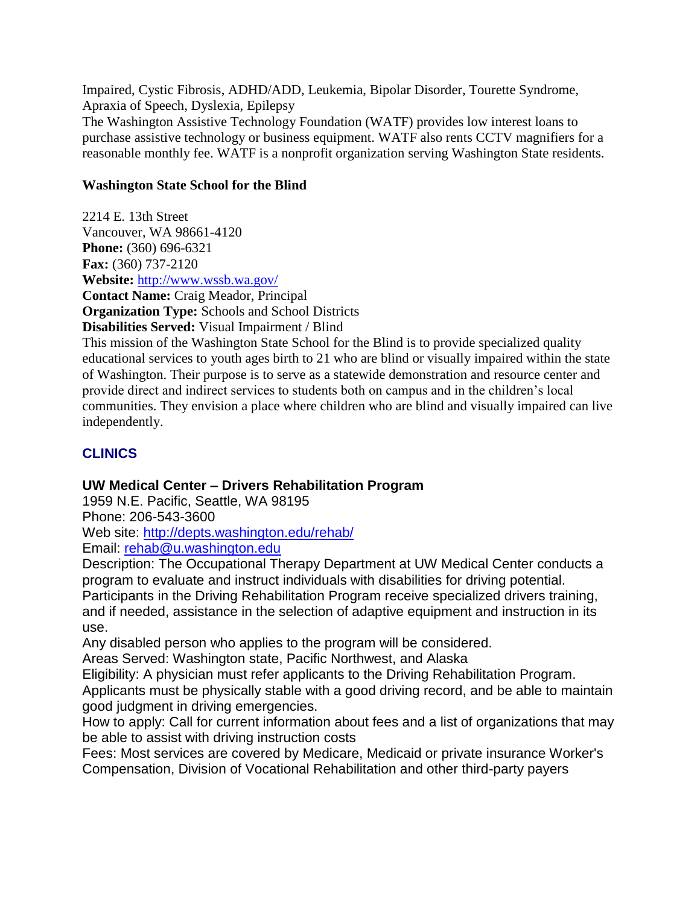Impaired, Cystic Fibrosis, ADHD/ADD, Leukemia, Bipolar Disorder, Tourette Syndrome, Apraxia of Speech, Dyslexia, Epilepsy

The Washington Assistive Technology Foundation (WATF) provides low interest loans to purchase assistive technology or business equipment. WATF also rents CCTV magnifiers for a reasonable monthly fee. WATF is a nonprofit organization serving Washington State residents.

**Washington State School for the Blind**

2214 E. 13th Street
Vancouver, WA 98661-4120
**Phone:** (360) 696-6321
**Fax:** (360) 737-2120
**Website:** http://www.wssb.wa.gov/
**Contact Name:** Craig Meador, Principal
**Organization Type:** Schools and School Districts
**Disabilities Served:** Visual Impairment / Blind

This mission of the Washington State School for the Blind is to provide specialized quality educational services to youth ages birth to 21 who are blind or visually impaired within the state of Washington. Their purpose is to serve as a statewide demonstration and resource center and provide direct and indirect services to students both on campus and in the children's local communities. They envision a place where children who are blind and visually impaired can live independently.

## CLINICS

### UW Medical Center – Drivers Rehabilitation Program

1959 N.E. Pacific, Seattle, WA 98195
Phone: 206-543-3600
Web site: http://depts.washington.edu/rehab/
Email: rehab@u.washington.edu

Description: The Occupational Therapy Department at UW Medical Center conducts a program to evaluate and instruct individuals with disabilities for driving potential. Participants in the Driving Rehabilitation Program receive specialized drivers training, and if needed, assistance in the selection of adaptive equipment and instruction in its use.

Any disabled person who applies to the program will be considered.

Areas Served: Washington state, Pacific Northwest, and Alaska

Eligibility: A physician must refer applicants to the Driving Rehabilitation Program. Applicants must be physically stable with a good driving record, and be able to maintain good judgment in driving emergencies.

How to apply: Call for current information about fees and a list of organizations that may be able to assist with driving instruction costs

Fees: Most services are covered by Medicare, Medicaid or private insurance Worker's Compensation, Division of Vocational Rehabilitation and other third-party payers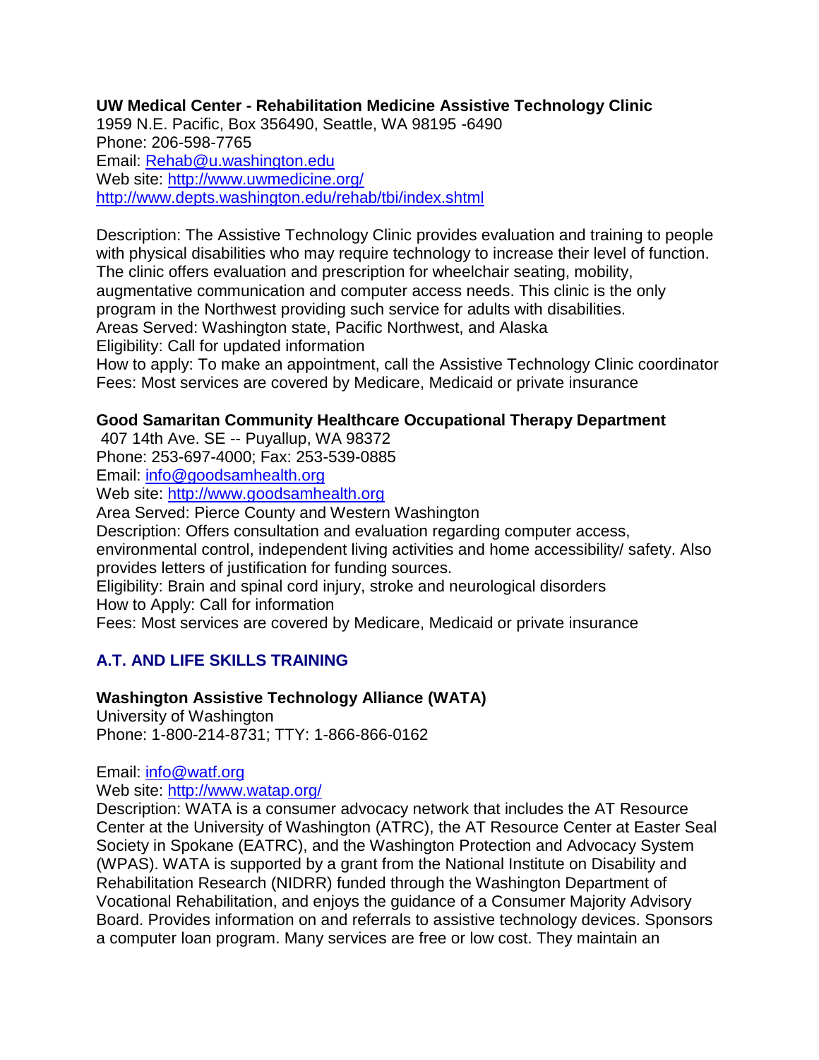**UW Medical Center - Rehabilitation Medicine Assistive Technology Clinic**
1959 N.E. Pacific, Box 356490, Seattle, WA 98195 -6490
Phone: 206-598-7765
Email: Rehab@u.washington.edu
Web site: http://www.uwmedicine.org/
http://www.depts.washington.edu/rehab/tbi/index.shtml

Description: The Assistive Technology Clinic provides evaluation and training to people with physical disabilities who may require technology to increase their level of function. The clinic offers evaluation and prescription for wheelchair seating, mobility, augmentative communication and computer access needs. This clinic is the only program in the Northwest providing such service for adults with disabilities.
Areas Served: Washington state, Pacific Northwest, and Alaska
Eligibility: Call for updated information
How to apply: To make an appointment, call the Assistive Technology Clinic coordinator
Fees: Most services are covered by Medicare, Medicaid or private insurance

**Good Samaritan Community Healthcare Occupational Therapy Department**
407 14th Ave. SE -- Puyallup, WA 98372
Phone: 253-697-4000; Fax: 253-539-0885
Email: info@goodsamhealth.org
Web site: http://www.goodsamhealth.org
Area Served: Pierce County and Western Washington
Description: Offers consultation and evaluation regarding computer access, environmental control, independent living activities and home accessibility/ safety. Also provides letters of justification for funding sources.
Eligibility: Brain and spinal cord injury, stroke and neurological disorders
How to Apply: Call for information
Fees: Most services are covered by Medicare, Medicaid or private insurance

## A.T. AND LIFE SKILLS TRAINING

**Washington Assistive Technology Alliance (WATA)**
University of Washington
Phone: 1-800-214-8731; TTY: 1-866-866-0162

Email: info@watf.org
Web site: http://www.watap.org/
Description: WATA is a consumer advocacy network that includes the AT Resource Center at the University of Washington (ATRC), the AT Resource Center at Easter Seal Society in Spokane (EATRC), and the Washington Protection and Advocacy System (WPAS). WATA is supported by a grant from the National Institute on Disability and Rehabilitation Research (NIDRR) funded through the Washington Department of Vocational Rehabilitation, and enjoys the guidance of a Consumer Majority Advisory Board. Provides information on and referrals to assistive technology devices. Sponsors a computer loan program. Many services are free or low cost. They maintain an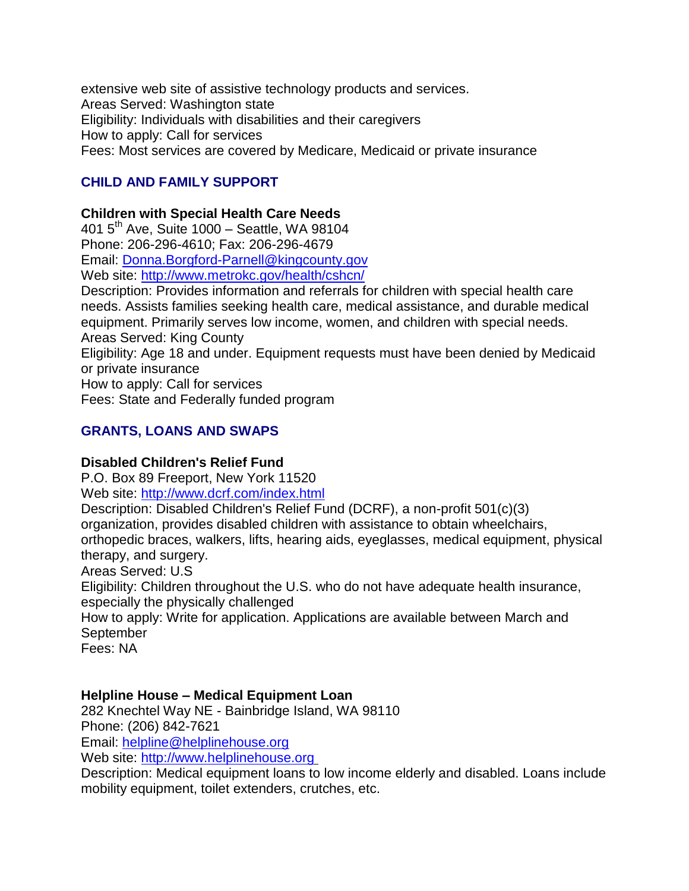extensive web site of assistive technology products and services.
Areas Served: Washington state
Eligibility: Individuals with disabilities and their caregivers
How to apply: Call for services
Fees: Most services are covered by Medicare, Medicaid or private insurance

## CHILD AND FAMILY SUPPORT

**Children with Special Health Care Needs**
401 5th Ave, Suite 1000 – Seattle, WA 98104
Phone: 206-296-4610; Fax: 206-296-4679
Email: [Donna.Borgford-Parnell@kingcounty.gov](mailto:Donna.Borgford-Parnell@kingcounty.gov)
Web site: [http://www.metrokc.gov/health/cshcn/](http://www.metrokc.gov/health/cshcn/)
Description: Provides information and referrals for children with special health care needs. Assists families seeking health care, medical assistance, and durable medical equipment. Primarily serves low income, women, and children with special needs.
Areas Served: King County
Eligibility: Age 18 and under. Equipment requests must have been denied by Medicaid or private insurance
How to apply: Call for services
Fees: State and Federally funded program

## GRANTS, LOANS AND SWAPS

**Disabled Children's Relief Fund**
P.O. Box 89 Freeport, New York 11520
Web site: [http://www.dcrf.com/index.html](http://www.dcrf.com/index.html)
Description: Disabled Children's Relief Fund (DCRF), a non-profit 501(c)(3) organization, provides disabled children with assistance to obtain wheelchairs, orthopedic braces, walkers, lifts, hearing aids, eyeglasses, medical equipment, physical therapy, and surgery.
Areas Served: U.S
Eligibility: Children throughout the U.S. who do not have adequate health insurance, especially the physically challenged
How to apply: Write for application. Applications are available between March and September
Fees: NA

**Helpline House – Medical Equipment Loan**
282 Knechtel Way NE - Bainbridge Island, WA 98110
Phone: (206) 842-7621
Email: [helpline@helplinehouse.org](mailto:helpline@helplinehouse.org)
Web site: [http://www.helplinehouse.org](http://www.helplinehouse.org)
Description: Medical equipment loans to low income elderly and disabled. Loans include mobility equipment, toilet extenders, crutches, etc.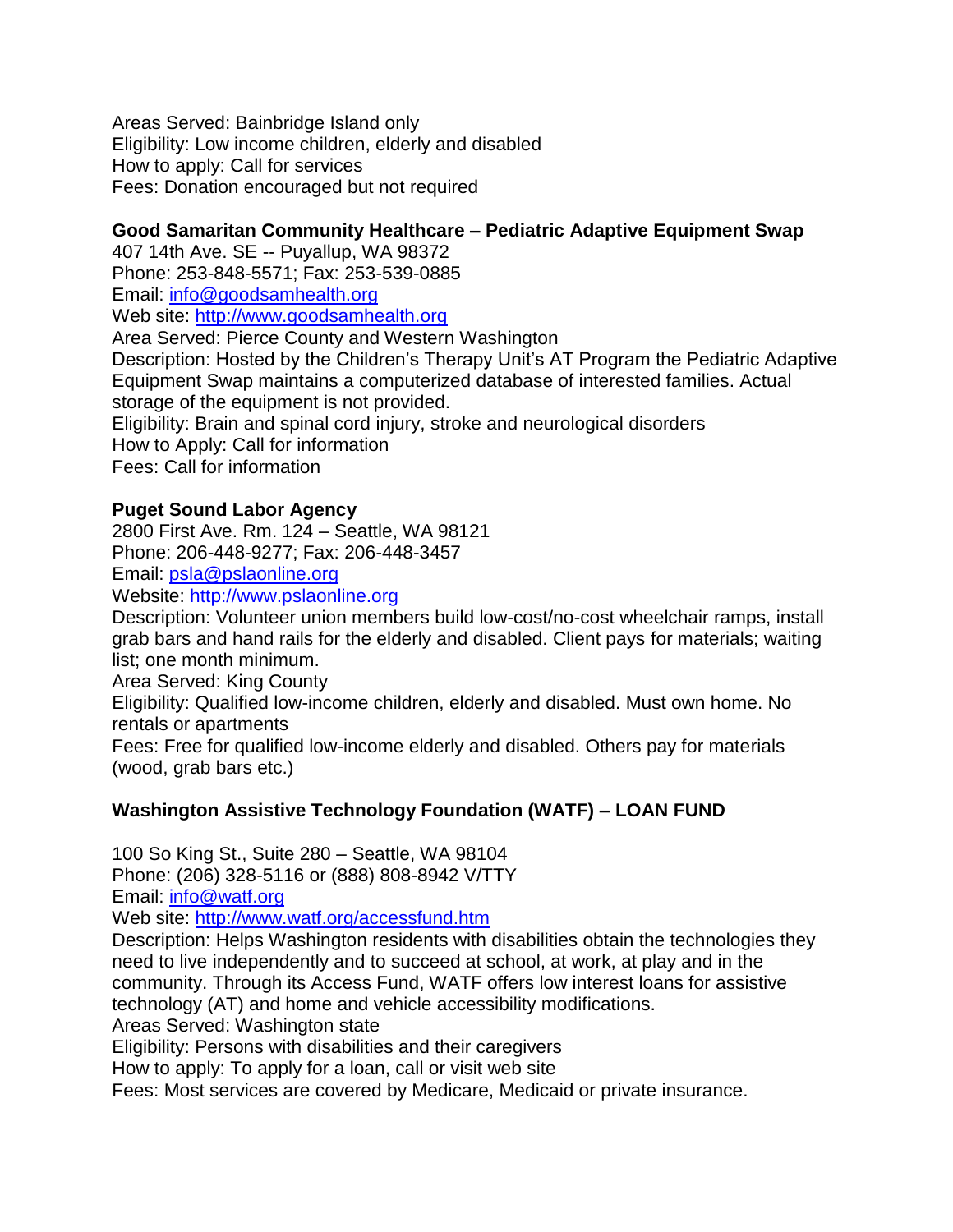Areas Served: Bainbridge Island only
Eligibility: Low income children, elderly and disabled
How to apply: Call for services
Fees: Donation encouraged but not required

**Good Samaritan Community Healthcare – Pediatric Adaptive Equipment Swap**
407 14th Ave. SE -- Puyallup, WA 98372
Phone: 253-848-5571; Fax: 253-539-0885
Email: info@goodsamhealth.org
Web site: http://www.goodsamhealth.org
Area Served: Pierce County and Western Washington
Description: Hosted by the Children's Therapy Unit's AT Program the Pediatric Adaptive Equipment Swap maintains a computerized database of interested families. Actual storage of the equipment is not provided.
Eligibility: Brain and spinal cord injury, stroke and neurological disorders
How to Apply: Call for information
Fees: Call for information

**Puget Sound Labor Agency**
2800 First Ave. Rm. 124 – Seattle, WA 98121
Phone: 206-448-9277; Fax: 206-448-3457
Email: psla@pslaonline.org
Website: http://www.pslaonline.org
Description: Volunteer union members build low-cost/no-cost wheelchair ramps, install grab bars and hand rails for the elderly and disabled. Client pays for materials; waiting list; one month minimum.
Area Served: King County
Eligibility: Qualified low-income children, elderly and disabled. Must own home. No rentals or apartments
Fees: Free for qualified low-income elderly and disabled. Others pay for materials (wood, grab bars etc.)

**Washington Assistive Technology Foundation (WATF) – LOAN FUND**

100 So King St., Suite 280 – Seattle, WA 98104
Phone: (206) 328-5116 or (888) 808-8942 V/TTY
Email: info@watf.org
Web site: http://www.watf.org/accessfund.htm
Description: Helps Washington residents with disabilities obtain the technologies they need to live independently and to succeed at school, at work, at play and in the community. Through its Access Fund, WATF offers low interest loans for assistive technology (AT) and home and vehicle accessibility modifications.
Areas Served: Washington state
Eligibility: Persons with disabilities and their caregivers
How to apply: To apply for a loan, call or visit web site
Fees: Most services are covered by Medicare, Medicaid or private insurance.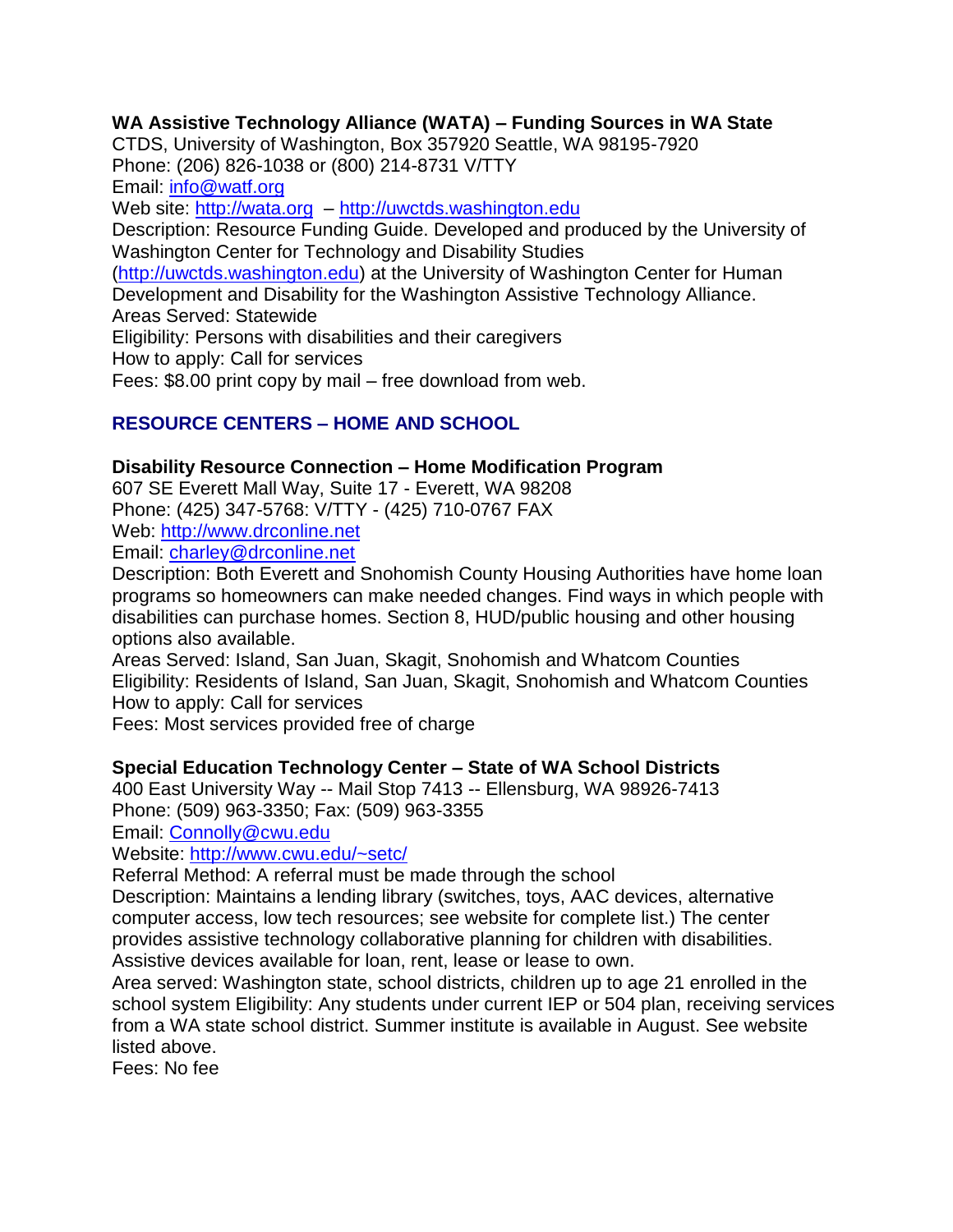**WA Assistive Technology Alliance (WATA) – Funding Sources in WA State**
CTDS, University of Washington, Box 357920 Seattle, WA 98195-7920
Phone: (206) 826-1038 or (800) 214-8731 V/TTY
Email: info@watf.org
Web site: http://wata.org – http://uwctds.washington.edu
Description: Resource Funding Guide. Developed and produced by the University of Washington Center for Technology and Disability Studies (http://uwctds.washington.edu) at the University of Washington Center for Human Development and Disability for the Washington Assistive Technology Alliance.
Areas Served: Statewide
Eligibility: Persons with disabilities and their caregivers
How to apply: Call for services
Fees: $8.00 print copy by mail – free download from web.

## RESOURCE CENTERS – HOME AND SCHOOL

**Disability Resource Connection – Home Modification Program**
607 SE Everett Mall Way, Suite 17 - Everett, WA 98208
Phone: (425) 347-5768: V/TTY - (425) 710-0767 FAX
Web: http://www.drconline.net
Email: charley@drconline.net
Description: Both Everett and Snohomish County Housing Authorities have home loan programs so homeowners can make needed changes. Find ways in which people with disabilities can purchase homes. Section 8, HUD/public housing and other housing options also available.
Areas Served: Island, San Juan, Skagit, Snohomish and Whatcom Counties
Eligibility: Residents of Island, San Juan, Skagit, Snohomish and Whatcom Counties
How to apply: Call for services
Fees: Most services provided free of charge

**Special Education Technology Center – State of WA School Districts**
400 East University Way -- Mail Stop 7413 -- Ellensburg, WA 98926-7413
Phone: (509) 963-3350; Fax: (509) 963-3355
Email: Connolly@cwu.edu
Website: http://www.cwu.edu/~setc/
Referral Method: A referral must be made through the school
Description: Maintains a lending library (switches, toys, AAC devices, alternative computer access, low tech resources; see website for complete list.) The center provides assistive technology collaborative planning for children with disabilities. Assistive devices available for loan, rent, lease or lease to own.
Area served: Washington state, school districts, children up to age 21 enrolled in the school system Eligibility: Any students under current IEP or 504 plan, receiving services from a WA state school district. Summer institute is available in August. See website listed above.
Fees: No fee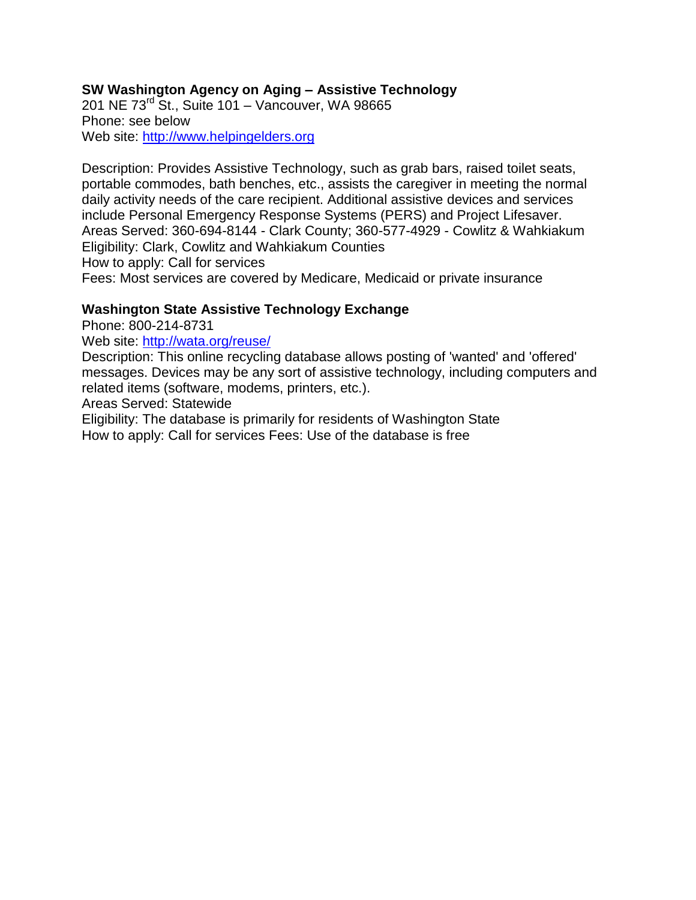**SW Washington Agency on Aging – Assistive Technology**
201 NE 73rd St., Suite 101 – Vancouver, WA 98665
Phone: see below
Web site: [http://www.helpingelders.org](http://www.helpingelders.org)

Description: Provides Assistive Technology, such as grab bars, raised toilet seats, portable commodes, bath benches, etc., assists the caregiver in meeting the normal daily activity needs of the care recipient. Additional assistive devices and services include Personal Emergency Response Systems (PERS) and Project Lifesaver.
Areas Served: 360-694-8144 - Clark County; 360-577-4929 - Cowlitz & Wahkiakum
Eligibility: Clark, Cowlitz and Wahkiakum Counties
How to apply: Call for services
Fees: Most services are covered by Medicare, Medicaid or private insurance

**Washington State Assistive Technology Exchange**
Phone: 800-214-8731
Web site: [http://wata.org/reuse/](http://wata.org/reuse/)
Description: This online recycling database allows posting of 'wanted' and 'offered' messages. Devices may be any sort of assistive technology, including computers and related items (software, modems, printers, etc.).
Areas Served: Statewide
Eligibility: The database is primarily for residents of Washington State
How to apply: Call for services Fees: Use of the database is free